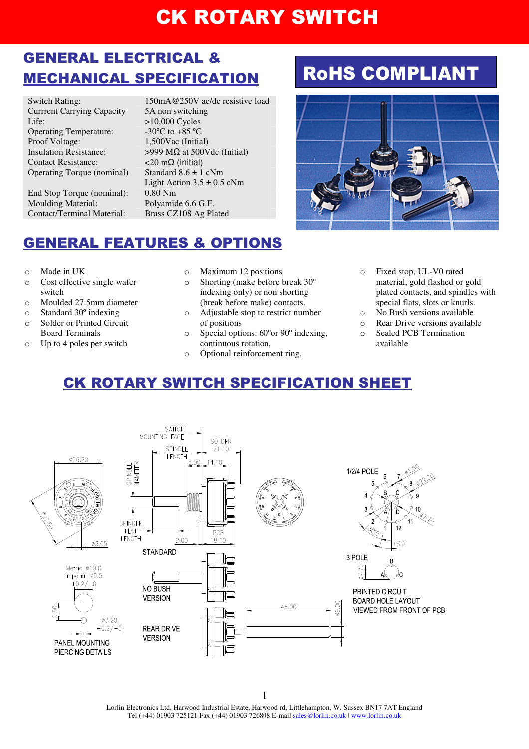# CK ROTARY SWITCH

## GENERAL ELECTRICAL & MECHANICAL SPECIFICATION

**RoHS COMPLIANT**

| | |
|---|---|
| Switch Rating: | 150mA@250V ac/dc resistive load |
| Currrent Carrying Capacity | 5A non switching |
| Life: | >10,000 Cycles |
| Operating Temperature: | -30ºC to +85 ºC |
| Proof Voltage: | 1,500Vac (Initial) |
| Insulation Resistance: | >999 MΩ at 500Vdc (Initial) |
| Contact Resistance: | <20 mΩ (initial) |
| Operating Torque (nominal) | Standard 8.6 ± 1 cNm<br>Light Action 3.5 ± 0.5 cNm |
| End Stop Torque (nominal): | 0.80 Nm |
| Moulding Material: | Polyamide 6.6 G.F. |
| Contact/Terminal Material: | Brass CZ108 Ag Plated |

## GENERAL FEATURES & OPTIONS

- Made in UK
- Cost effective single wafer switch
- Moulded 27.5mm diameter
- Standard 30º indexing
- Solder or Printed Circuit Board Terminals
- Up to 4 poles per switch
- Maximum 12 positions
- Shorting (make before break 30º indexing only) or non shorting (break before make) contacts.
- Adjustable stop to restrict number of positions
- Special options: 60ºor 90º indexing, continuous rotation,
- Optional reinforcement ring.
- Fixed stop, UL-V0 rated material, gold flashed or gold plated contacts, and spindles with special flats, slots or knurls.
- No Bush versions available
- Rear Drive versions available
- Sealed PCB Termination available

## CK ROTARY SWITCH SPECIFICATION SHEET

Ø26.20, Ø27.50, Ø3.05

SWITCH MOUNTING FACE, SPINDLE LENGTH, SPINDLE DIAMETER, SPINDLE FLAT LENGTH, SOLDER 21.10, 8.00, 14.10, 2.00, PCB 18.10

STANDARD

NO BUSH VERSION

REAR DRIVE VERSION, 46.00, Ø6.00

PANEL MOUNTING PIERCING DETAILS: Metric Ø10.0, Imperial Ø9.5, +0.2/−0, 9.50, Ø3.20 +0.2/−0

1/2/4 POLE: Ø1.50, Ø22.20, Ø7.70, 30'0', 15'0'

3 POLE: Ø7.70

PRINTED CIRCUIT BOARD HOLE LAYOUT VIEWED FROM FRONT OF PCB

Lorlin Electronics Ltd, Harwood Industrial Estate, Harwood rd, Littlehampton, W. Sussex BN17 7AT England
Tel (+44) 01903 725121 Fax (+44) 01903 726808 E-mail sales@lorlin.co.uk | www.lorlin.co.uk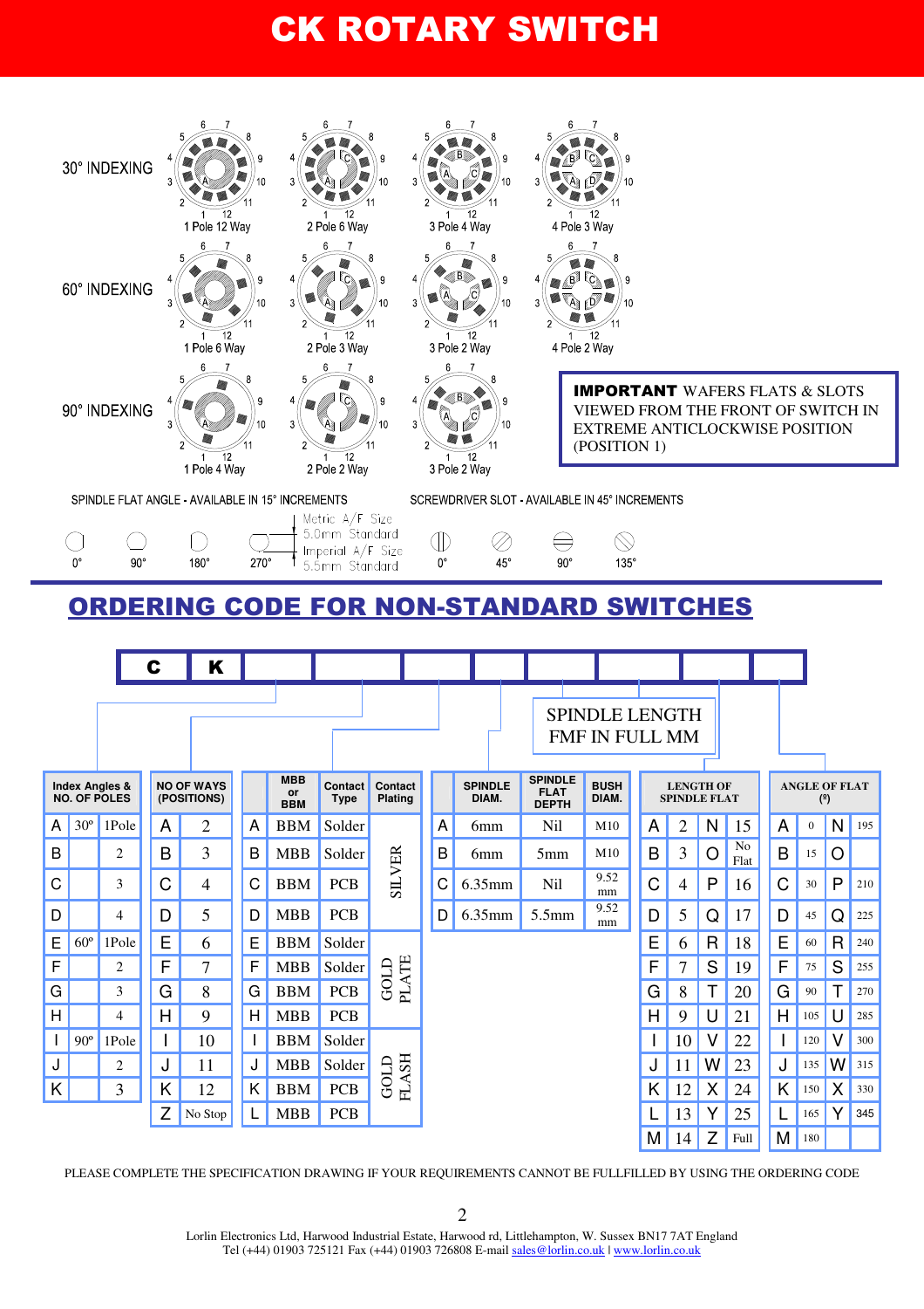# CK ROTARY SWITCH

30° INDEXING

1 Pole 12 Way | 2 Pole 6 Way | 3 Pole 4 Way | 4 Pole 3 Way

60° INDEXING

1 Pole 6 Way | 2 Pole 3 Way | 3 Pole 2 Way | 4 Pole 2 Way

90° INDEXING

1 Pole 4 Way | 2 Pole 2 Way | 3 Pole 2 Way

**IMPORTANT** WAFERS FLATS & SLOTS VIEWED FROM THE FRONT OF SWITCH IN EXTREME ANTICLOCKWISE POSITION (POSITION 1)

SPINDLE FLAT ANGLE - AVAILABLE IN 15° INCREMENTS

0° 90° 180° 270°

Metric A/F Size 5.0mm Standard
Imperial A/F Size 5.5mm Standard

SCREWDRIVER SLOT - AVAILABLE IN 45° INCREMENTS

0° 45° 90° 135°

## ORDERING CODE FOR NON-STANDARD SWITCHES

| C | K | | | | | | | | |
|---|---|---|---|---|---|---|---|---|---|

SPINDLE LENGTH FMF IN FULL MM

**Index Angles & NO. OF POLES**

| | Angle | Poles |
|---|---|---|
| A | 30° | 1Pole |
| B | | 2 |
| C | | 3 |
| D | | 4 |
| E | 60° | 1Pole |
| F | | 2 |
| G | | 3 |
| H | | 4 |
| I | 90° | 1Pole |
| J | | 2 |
| K | | 3 |

**NO OF WAYS (POSITIONS)**

| | Ways |
|---|---|
| A | 2 |
| B | 3 |
| C | 4 |
| D | 5 |
| E | 6 |
| F | 7 |
| G | 8 |
| H | 9 |
| I | 10 |
| J | 11 |
| K | 12 |
| Z | No Stop |

| | MBB or BBM | Contact Type | Contact Plating |
|---|---|---|---|
| A | BBM | Solder | SILVER |
| B | MBB | Solder | SILVER |
| C | BBM | PCB | SILVER |
| D | MBB | PCB | SILVER |
| E | BBM | Solder | GOLD PLATE |
| F | MBB | Solder | GOLD PLATE |
| G | BBM | PCB | GOLD PLATE |
| H | MBB | PCB | GOLD PLATE |
| I | BBM | Solder | GOLD FLASH |
| J | MBB | Solder | GOLD FLASH |
| K | BBM | PCB | GOLD FLASH |
| L | MBB | PCB | GOLD FLASH |

| | SPINDLE DIAM. | SPINDLE FLAT DEPTH | BUSH DIAM. |
|---|---|---|---|
| A | 6mm | Nil | M10 |
| B | 6mm | 5mm | M10 |
| C | 6.35mm | Nil | 9.52 mm |
| D | 6.35mm | 5.5mm | 9.52 mm |

**LENGTH OF SPINDLE FLAT**

| | | | |
|---|---|---|---|
| A | 2 | N | 15 |
| B | 3 | O | No Flat |
| C | 4 | P | 16 |
| D | 5 | Q | 17 |
| E | 6 | R | 18 |
| F | 7 | S | 19 |
| G | 8 | T | 20 |
| H | 9 | U | 21 |
| I | 10 | V | 22 |
| J | 11 | W | 23 |
| K | 12 | X | 24 |
| L | 13 | Y | 25 |
| M | 14 | Z | Full |

**ANGLE OF FLAT (º)**

| | | | |
|---|---|---|---|
| A | 0 | N | 195 |
| B | 15 | O | |
| C | 30 | P | 210 |
| D | 45 | Q | 225 |
| E | 60 | R | 240 |
| F | 75 | S | 255 |
| G | 90 | T | 270 |
| H | 105 | U | 285 |
| I | 120 | V | 300 |
| J | 135 | W | 315 |
| K | 150 | X | 330 |
| L | 165 | Y | 345 |
| M | 180 | | |

PLEASE COMPLETE THE SPECIFICATION DRAWING IF YOUR REQUIREMENTS CANNOT BE FULLFILLED BY USING THE ORDERING CODE

Lorlin Electronics Ltd, Harwood Industrial Estate, Harwood rd, Littlehampton, W. Sussex BN17 7AT England
Tel (+44) 01903 725121 Fax (+44) 01903 726808 E-mail sales@lorlin.co.uk | www.lorlin.co.uk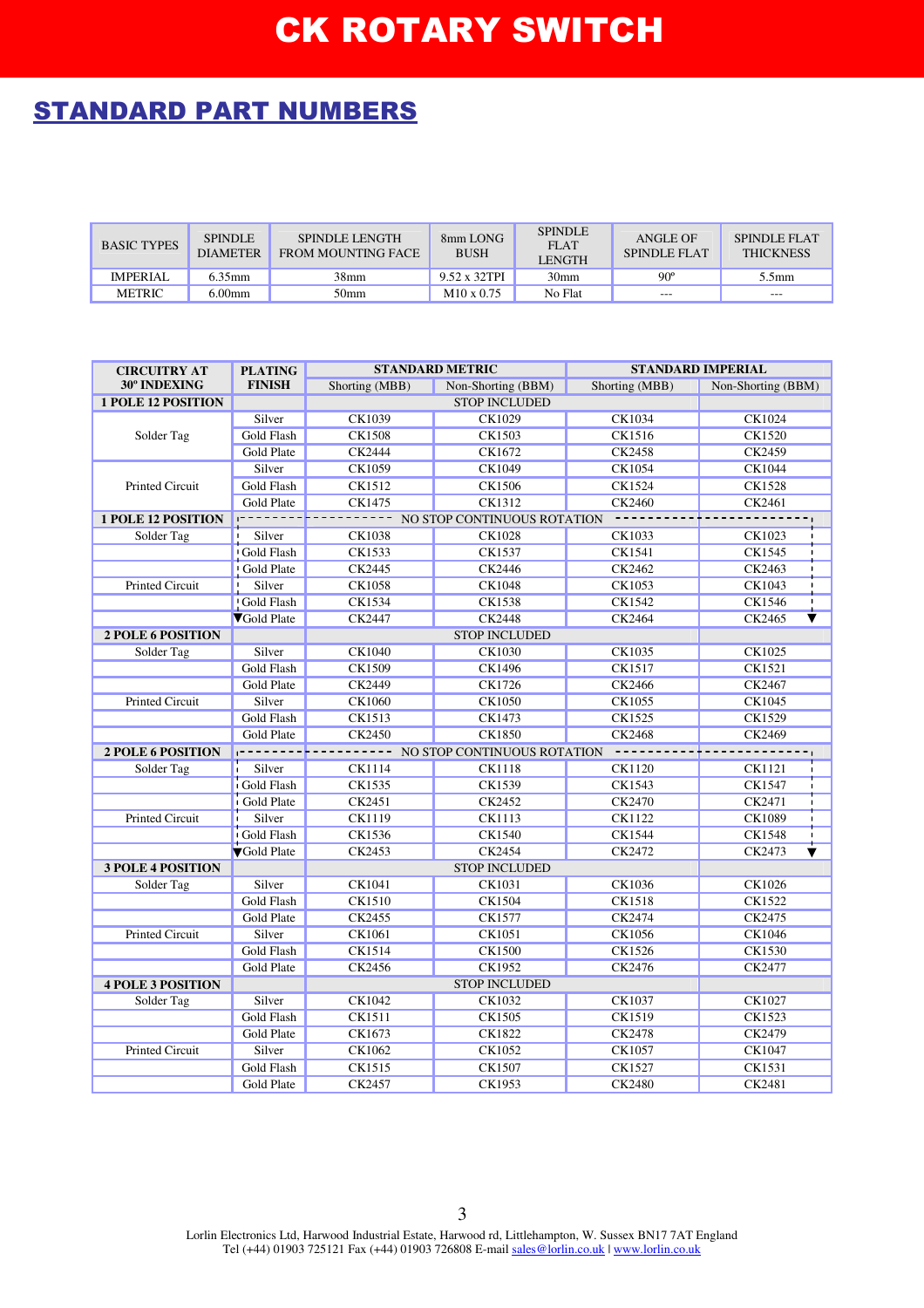# CK ROTARY SWITCH

## STANDARD PART NUMBERS

| BASIC TYPES | SPINDLE DIAMETER | SPINDLE LENGTH FROM MOUNTING FACE | 8mm LONG BUSH | SPINDLE FLAT LENGTH | ANGLE OF SPINDLE FLAT | SPINDLE FLAT THICKNESS |
|---|---|---|---|---|---|---|
| IMPERIAL | 6.35mm | 38mm | 9.52 x 32TPI | 30mm | 90º | 5.5mm |
| METRIC | 6.00mm | 50mm | M10 x 0.75 | No Flat | --- | --- |

| CIRCUITRY AT 30º INDEXING | PLATING FINISH | STANDARD METRIC | | STANDARD IMPERIAL | |
|---|---|---|---|---|---|
| | | Shorting (MBB) | Non-Shorting (BBM) | Shorting (MBB) | Non-Shorting (BBM) |
| **1 POLE 12 POSITION** | | STOP INCLUDED | | | |
| Solder Tag | Silver | CK1039 | CK1029 | CK1034 | CK1024 |
| | Gold Flash | CK1508 | CK1503 | CK1516 | CK1520 |
| | Gold Plate | CK2444 | CK1672 | CK2458 | CK2459 |
| Printed Circuit | Silver | CK1059 | CK1049 | CK1054 | CK1044 |
| | Gold Flash | CK1512 | CK1506 | CK1524 | CK1528 |
| | Gold Plate | CK1475 | CK1312 | CK2460 | CK2461 |
| **1 POLE 12 POSITION** | | NO STOP CONTINUOUS ROTATION | | | |
| Solder Tag | Silver | CK1038 | CK1028 | CK1033 | CK1023 |
| | Gold Flash | CK1533 | CK1537 | CK1541 | CK1545 |
| | Gold Plate | CK2445 | CK2446 | CK2462 | CK2463 |
| Printed Circuit | Silver | CK1058 | CK1048 | CK1053 | CK1043 |
| | Gold Flash | CK1534 | CK1538 | CK1542 | CK1546 |
| | Gold Plate | CK2447 | CK2448 | CK2464 | CK2465 |
| **2 POLE 6 POSITION** | | STOP INCLUDED | | | |
| Solder Tag | Silver | CK1040 | CK1030 | CK1035 | CK1025 |
| | Gold Flash | CK1509 | CK1496 | CK1517 | CK1521 |
| | Gold Plate | CK2449 | CK1726 | CK2466 | CK2467 |
| Printed Circuit | Silver | CK1060 | CK1050 | CK1055 | CK1045 |
| | Gold Flash | CK1513 | CK1473 | CK1525 | CK1529 |
| | Gold Plate | CK2450 | CK1850 | CK2468 | CK2469 |
| **2 POLE 6 POSITION** | | NO STOP CONTINUOUS ROTATION | | | |
| Solder Tag | Silver | CK1114 | CK1118 | CK1120 | CK1121 |
| | Gold Flash | CK1535 | CK1539 | CK1543 | CK1547 |
| | Gold Plate | CK2451 | CK2452 | CK2470 | CK2471 |
| Printed Circuit | Silver | CK1119 | CK1113 | CK1122 | CK1089 |
| | Gold Flash | CK1536 | CK1540 | CK1544 | CK1548 |
| | Gold Plate | CK2453 | CK2454 | CK2472 | CK2473 |
| **3 POLE 4 POSITION** | | STOP INCLUDED | | | |
| Solder Tag | Silver | CK1041 | CK1031 | CK1036 | CK1026 |
| | Gold Flash | CK1510 | CK1504 | CK1518 | CK1522 |
| | Gold Plate | CK2455 | CK1577 | CK2474 | CK2475 |
| Printed Circuit | Silver | CK1061 | CK1051 | CK1056 | CK1046 |
| | Gold Flash | CK1514 | CK1500 | CK1526 | CK1530 |
| | Gold Plate | CK2456 | CK1952 | CK2476 | CK2477 |
| **4 POLE 3 POSITION** | | STOP INCLUDED | | | |
| Solder Tag | Silver | CK1042 | CK1032 | CK1037 | CK1027 |
| | Gold Flash | CK1511 | CK1505 | CK1519 | CK1523 |
| | Gold Plate | CK1673 | CK1822 | CK2478 | CK2479 |
| Printed Circuit | Silver | CK1062 | CK1052 | CK1057 | CK1047 |
| | Gold Flash | CK1515 | CK1507 | CK1527 | CK1531 |
| | Gold Plate | CK2457 | CK1953 | CK2480 | CK2481 |

Lorlin Electronics Ltd, Harwood Industrial Estate, Harwood rd, Littlehampton, W. Sussex BN17 7AT England
Tel (+44) 01903 725121 Fax (+44) 01903 726808 E-mail sales@lorlin.co.uk | www.lorlin.co.uk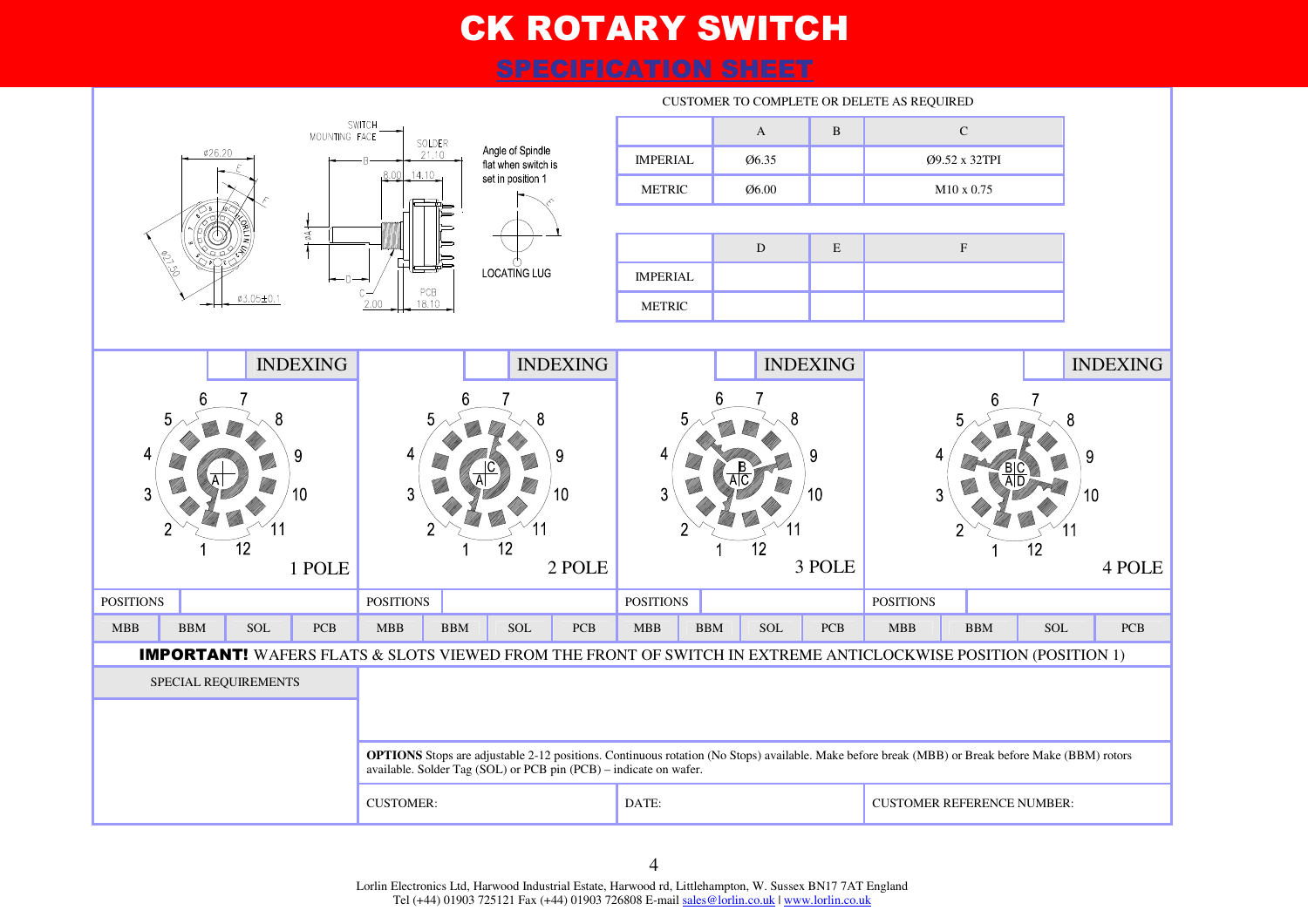# CK ROTARY SWITCH

## SPECIFICATION SHEET

SWITCH MOUNTING FACE

SOLDER 21.10

ø26.20

E

F

8.00

14.10

B

ø27.50

ø3.05±0.1

D

C

2.00

PCB 18.10

Angle of Spindle flat when switch is set in position 1

E

LOCATING LUG

CUSTOMER TO COMPLETE OR DELETE AS REQUIRED

| | A | B | C |
|---|---|---|---|
| IMPERIAL | Ø6.35 | | Ø9.52 x 32TPI |
| METRIC | Ø6.00 | | M10 x 0.75 |

| | D | E | F |
|---|---|---|---|
| IMPERIAL | | | |
| METRIC | | | |

| | INDEXING | | INDEXING | | INDEXING | | INDEXING |
|---|---|---|---|---|---|---|---|
| 1 POLE | | 2 POLE | | 3 POLE | | 4 POLE | |

1 POLE: positions 1–12, wafer A

2 POLE: positions 1–12, wafer A, C

3 POLE: positions 1–12, wafer A, B, C

4 POLE: positions 1–12, wafer A, B, C, D

| POSITIONS | | | | POSITIONS | | | | POSITIONS | | | | POSITIONS | | | |
|---|---|---|---|---|---|---|---|---|---|---|---|---|---|---|---|
| MBB | BBM | SOL | PCB | MBB | BBM | SOL | PCB | MBB | BBM | SOL | PCB | MBB | BBM | SOL | PCB |

**IMPORTANT!** WAFERS FLATS & SLOTS VIEWED FROM THE FRONT OF SWITCH IN EXTREME ANTICLOCKWISE POSITION (POSITION 1)

SPECIAL REQUIREMENTS

**OPTIONS** Stops are adjustable 2-12 positions. Continuous rotation (No Stops) available. Make before break (MBB) or Break before Make (BBM) rotors available. Solder Tag (SOL) or PCB pin (PCB) – indicate on wafer.

| CUSTOMER: | DATE: | CUSTOMER REFERENCE NUMBER: |
|---|---|---|

Lorlin Electronics Ltd, Harwood Industrial Estate, Harwood rd, Littlehampton, W. Sussex BN17 7AT England
Tel (+44) 01903 725121 Fax (+44) 01903 726808 E-mail sales@lorlin.co.uk | www.lorlin.co.uk